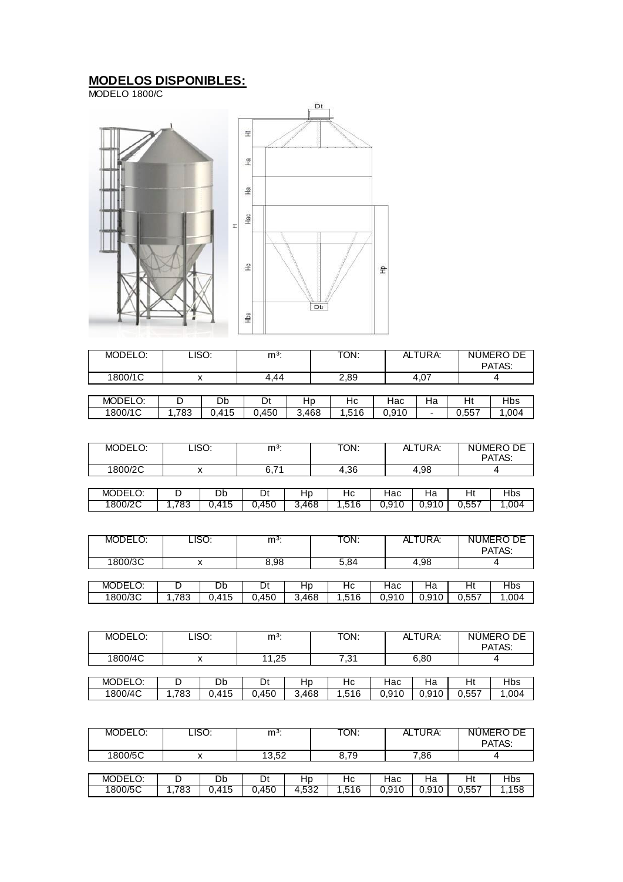## **MODELOS DISPONIBLES:**

MODELO 1800/C

| MODELO: | LISO: | m³: | TON: | ALTURA: | NÚMERO DE PATAS: |
|---|---|---|---|---|---|
| 1800/1C | x | 4,44 | 2,89 | 4,07 | 4 |

| MODELO: | D | Db | Dt | Hp | Hc | Hac | Ha | Ht | Hbs |
|---|---|---|---|---|---|---|---|---|---|
| 1800/1C | 1,783 | 0,415 | 0,450 | 3,468 | 1,516 | 0,910 | - | 0,557 | 1,004 |

| MODELO: | LISO: | m³: | TON: | ALTURA: | NÚMERO DE PATAS: |
|---|---|---|---|---|---|
| 1800/2C | x | 6,71 | 4,36 | 4,98 | 4 |

| MODELO: | D | Db | Dt | Hp | Hc | Hac | Ha | Ht | Hbs |
|---|---|---|---|---|---|---|---|---|---|
| 1800/2C | 1,783 | 0,415 | 0,450 | 3,468 | 1,516 | 0,910 | 0,910 | 0,557 | 1,004 |

| MODELO: | LISO: | m³: | TON: | ALTURA: | NÚMERO DE PATAS: |
|---|---|---|---|---|---|
| 1800/3C | x | 8,98 | 5,84 | 4,98 | 4 |

| MODELO: | D | Db | Dt | Hp | Hc | Hac | Ha | Ht | Hbs |
|---|---|---|---|---|---|---|---|---|---|
| 1800/3C | 1,783 | 0,415 | 0,450 | 3,468 | 1,516 | 0,910 | 0,910 | 0,557 | 1,004 |

| MODELO: | LISO: | m³: | TON: | ALTURA: | NÚMERO DE PATAS: |
|---|---|---|---|---|---|
| 1800/4C | x | 11,25 | 7,31 | 6,80 | 4 |

| MODELO: | D | Db | Dt | Hp | Hc | Hac | Ha | Ht | Hbs |
|---|---|---|---|---|---|---|---|---|---|
| 1800/4C | 1,783 | 0,415 | 0,450 | 3,468 | 1,516 | 0,910 | 0,910 | 0,557 | 1,004 |

| MODELO: | LISO: | m³: | TON: | ALTURA: | NÚMERO DE PATAS: |
|---|---|---|---|---|---|
| 1800/5C | x | 13,52 | 8,79 | 7,86 | 4 |

| MODELO: | D | Db | Dt | Hp | Hc | Hac | Ha | Ht | Hbs |
|---|---|---|---|---|---|---|---|---|---|
| 1800/5C | 1,783 | 0,415 | 0,450 | 4,532 | 1,516 | 0,910 | 0,910 | 0,557 | 1,158 |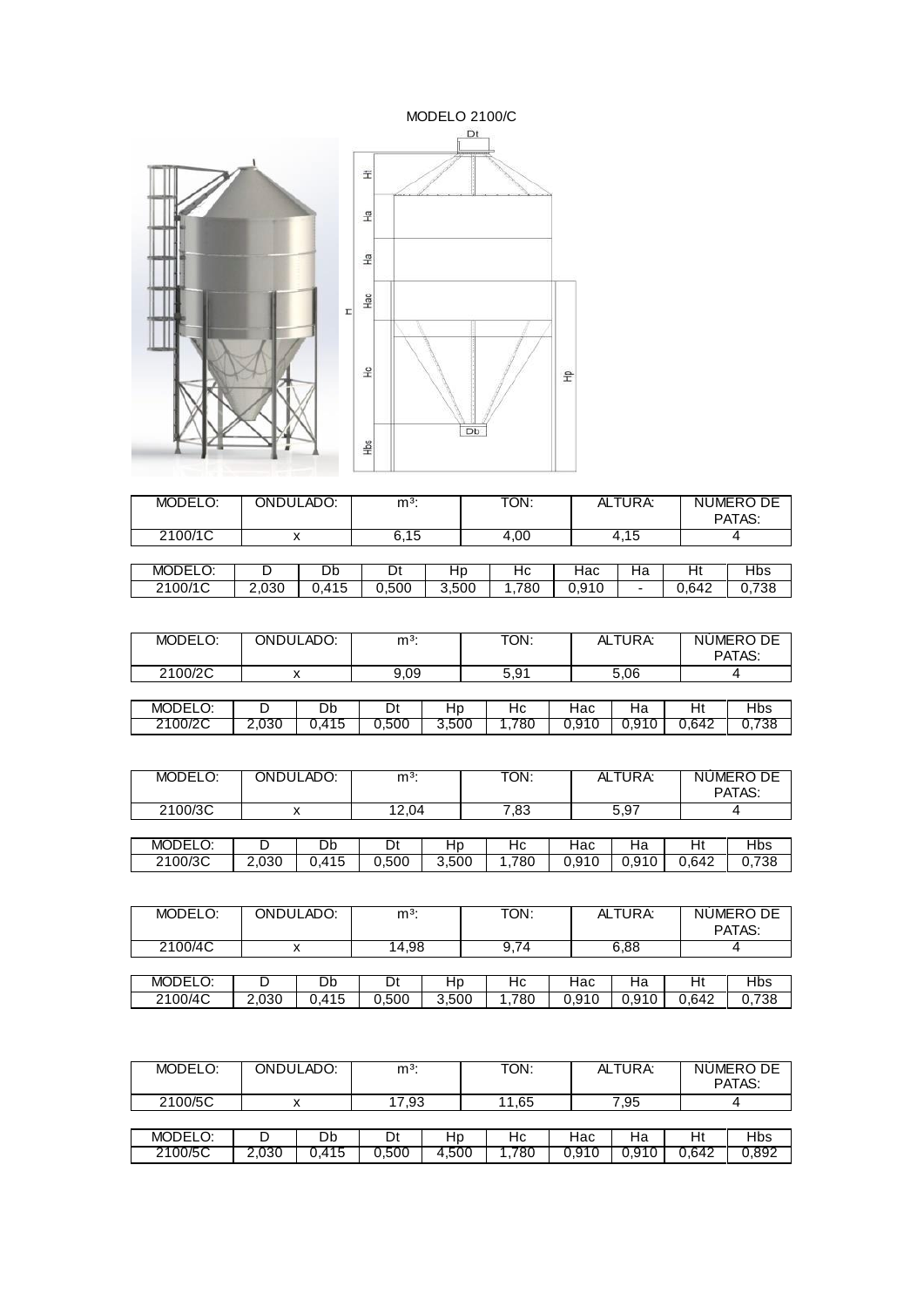MODELO 2100/C

| MODELO: | ONDULADO: | m³: | TON: | ALTURA: | NÚMERO DE PATAS: |
|---|---|---|---|---|---|
| 2100/1C | x | 6,15 | 4,00 | 4,15 | 4 |

| MODELO: | D | Db | Dt | Hp | Hc | Hac | Ha | Ht | Hbs |
|---|---|---|---|---|---|---|---|---|---|
| 2100/1C | 2,030 | 0,415 | 0,500 | 3,500 | 1,780 | 0,910 | - | 0,642 | 0,738 |

| MODELO: | ONDULADO: | m³: | TON: | ALTURA: | NÚMERO DE PATAS: |
|---|---|---|---|---|---|
| 2100/2C | x | 9,09 | 5,91 | 5,06 | 4 |

| MODELO: | D | Db | Dt | Hp | Hc | Hac | Ha | Ht | Hbs |
|---|---|---|---|---|---|---|---|---|---|
| 2100/2C | 2,030 | 0,415 | 0,500 | 3,500 | 1,780 | 0,910 | 0,910 | 0,642 | 0,738 |

| MODELO: | ONDULADO: | m³: | TON: | ALTURA: | NÚMERO DE PATAS: |
|---|---|---|---|---|---|
| 2100/3C | x | 12,04 | 7,83 | 5,97 | 4 |

| MODELO: | D | Db | Dt | Hp | Hc | Hac | Ha | Ht | Hbs |
|---|---|---|---|---|---|---|---|---|---|
| 2100/3C | 2,030 | 0,415 | 0,500 | 3,500 | 1,780 | 0,910 | 0,910 | 0,642 | 0,738 |

| MODELO: | ONDULADO: | m³: | TON: | ALTURA: | NÚMERO DE PATAS: |
|---|---|---|---|---|---|
| 2100/4C | x | 14,98 | 9,74 | 6,88 | 4 |

| MODELO: | D | Db | Dt | Hp | Hc | Hac | Ha | Ht | Hbs |
|---|---|---|---|---|---|---|---|---|---|
| 2100/4C | 2,030 | 0,415 | 0,500 | 3,500 | 1,780 | 0,910 | 0,910 | 0,642 | 0,738 |

| MODELO: | ONDULADO: | m³: | TON: | ALTURA: | NÚMERO DE PATAS: |
|---|---|---|---|---|---|
| 2100/5C | x | 17,93 | 11,65 | 7,95 | 4 |

| MODELO: | D | Db | Dt | Hp | Hc | Hac | Ha | Ht | Hbs |
|---|---|---|---|---|---|---|---|---|---|
| 2100/5C | 2,030 | 0,415 | 0,500 | 4,500 | 1,780 | 0,910 | 0,910 | 0,642 | 0,892 |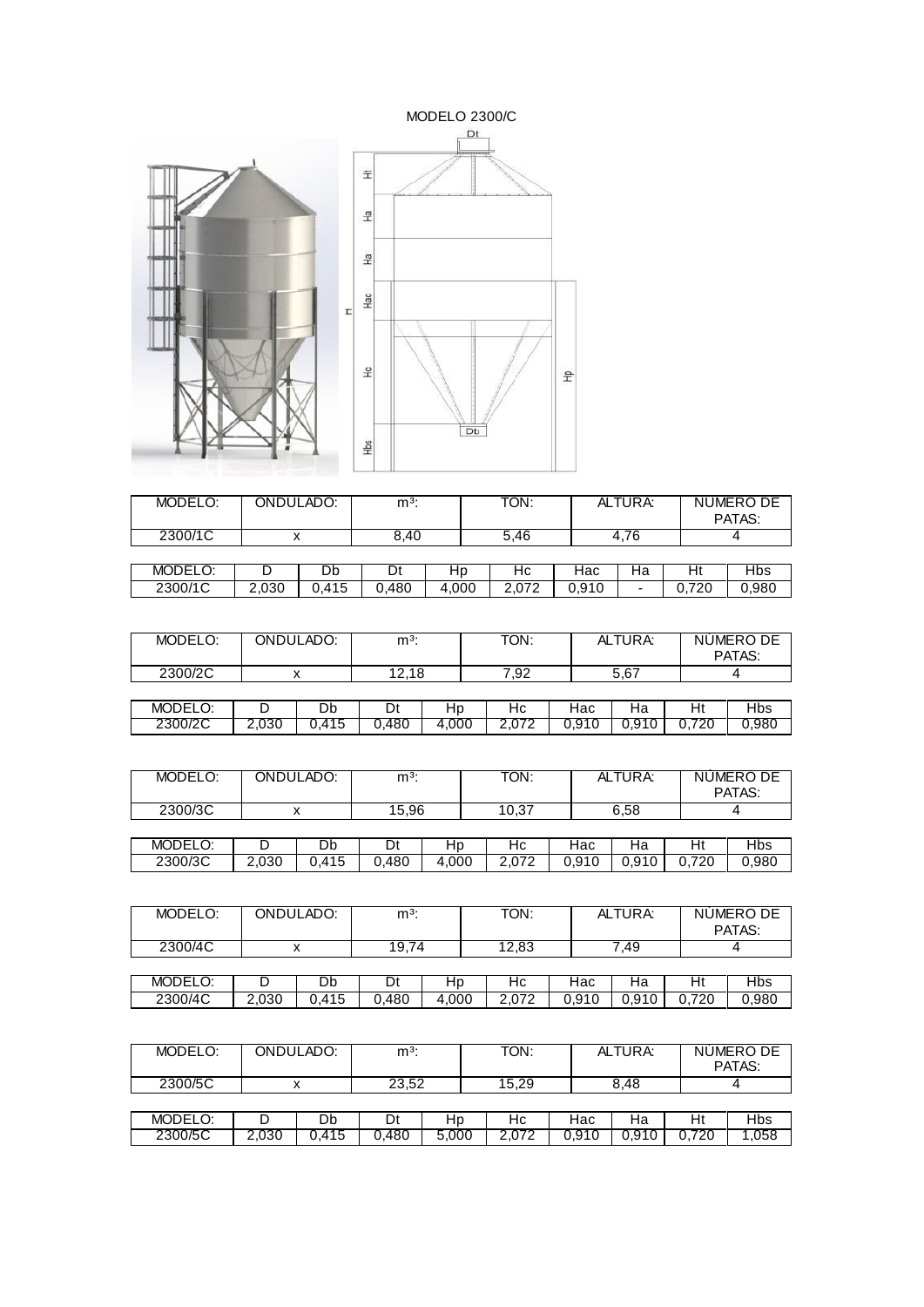MODELO 2300/C

| MODELO: | ONDULADO: | m³: | TON: | ALTURA: | NÚMERO DE PATAS: |
|---|---|---|---|---|---|
| 2300/1C | x | 8,40 | 5,46 | 4,76 | 4 |

| MODELO: | D | Db | Dt | Hp | Hc | Hac | Ha | Ht | Hbs |
|---|---|---|---|---|---|---|---|---|---|
| 2300/1C | 2,030 | 0,415 | 0,480 | 4,000 | 2,072 | 0,910 | - | 0,720 | 0,980 |

| MODELO: | ONDULADO: | m³: | TON: | ALTURA: | NÚMERO DE PATAS: |
|---|---|---|---|---|---|
| 2300/2C | x | 12,18 | 7,92 | 5,67 | 4 |

| MODELO: | D | Db | Dt | Hp | Hc | Hac | Ha | Ht | Hbs |
|---|---|---|---|---|---|---|---|---|---|
| 2300/2C | 2,030 | 0,415 | 0,480 | 4,000 | 2,072 | 0,910 | 0,910 | 0,720 | 0,980 |

| MODELO: | ONDULADO: | m³: | TON: | ALTURA: | NÚMERO DE PATAS: |
|---|---|---|---|---|---|
| 2300/3C | x | 15,96 | 10,37 | 6,58 | 4 |

| MODELO: | D | Db | Dt | Hp | Hc | Hac | Ha | Ht | Hbs |
|---|---|---|---|---|---|---|---|---|---|
| 2300/3C | 2,030 | 0,415 | 0,480 | 4,000 | 2,072 | 0,910 | 0,910 | 0,720 | 0,980 |

| MODELO: | ONDULADO: | m³: | TON: | ALTURA: | NÚMERO DE PATAS: |
|---|---|---|---|---|---|
| 2300/4C | x | 19,74 | 12,83 | 7,49 | 4 |

| MODELO: | D | Db | Dt | Hp | Hc | Hac | Ha | Ht | Hbs |
|---|---|---|---|---|---|---|---|---|---|
| 2300/4C | 2,030 | 0,415 | 0,480 | 4,000 | 2,072 | 0,910 | 0,910 | 0,720 | 0,980 |

| MODELO: | ONDULADO: | m³: | TON: | ALTURA: | NÚMERO DE PATAS: |
|---|---|---|---|---|---|
| 2300/5C | x | 23,52 | 15,29 | 8,48 | 4 |

| MODELO: | D | Db | Dt | Hp | Hc | Hac | Ha | Ht | Hbs |
|---|---|---|---|---|---|---|---|---|---|
| 2300/5C | 2,030 | 0,415 | 0,480 | 5,000 | 2,072 | 0,910 | 0,910 | 0,720 | 1,058 |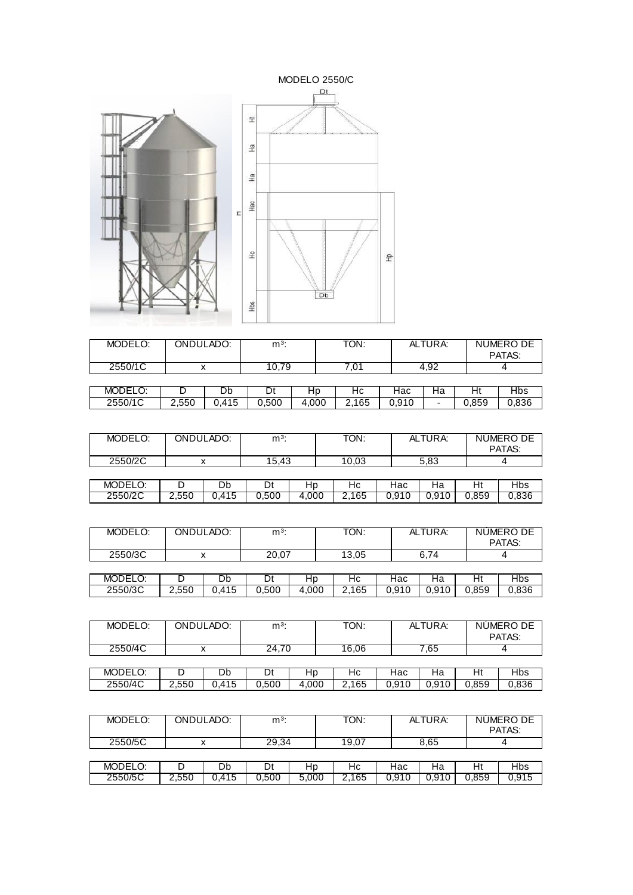MODELO 2550/C

| MODELO: | ONDULADO: | m³: | TON: | ALTURA: | NÚMERO DE PATAS: |
|---|---|---|---|---|---|
| 2550/1C | x | 10,79 | 7,01 | 4,92 | 4 |

| MODELO: | D | Db | Dt | Hp | Hc | Hac | Ha | Ht | Hbs |
|---|---|---|---|---|---|---|---|---|---|
| 2550/1C | 2,550 | 0,415 | 0,500 | 4,000 | 2,165 | 0,910 | - | 0,859 | 0,836 |

| MODELO: | ONDULADO: | m³: | TON: | ALTURA: | NÚMERO DE PATAS: |
|---|---|---|---|---|---|
| 2550/2C | x | 15,43 | 10,03 | 5,83 | 4 |

| MODELO: | D | Db | Dt | Hp | Hc | Hac | Ha | Ht | Hbs |
|---|---|---|---|---|---|---|---|---|---|
| 2550/2C | 2,550 | 0,415 | 0,500 | 4,000 | 2,165 | 0,910 | 0,910 | 0,859 | 0,836 |

| MODELO: | ONDULADO: | m³: | TON: | ALTURA: | NÚMERO DE PATAS: |
|---|---|---|---|---|---|
| 2550/3C | x | 20,07 | 13,05 | 6,74 | 4 |

| MODELO: | D | Db | Dt | Hp | Hc | Hac | Ha | Ht | Hbs |
|---|---|---|---|---|---|---|---|---|---|
| 2550/3C | 2,550 | 0,415 | 0,500 | 4,000 | 2,165 | 0,910 | 0,910 | 0,859 | 0,836 |

| MODELO: | ONDULADO: | m³: | TON: | ALTURA: | NÚMERO DE PATAS: |
|---|---|---|---|---|---|
| 2550/4C | x | 24,70 | 16,06 | 7,65 | 4 |

| MODELO: | D | Db | Dt | Hp | Hc | Hac | Ha | Ht | Hbs |
|---|---|---|---|---|---|---|---|---|---|
| 2550/4C | 2,550 | 0,415 | 0,500 | 4,000 | 2,165 | 0,910 | 0,910 | 0,859 | 0,836 |

| MODELO: | ONDULADO: | m³: | TON: | ALTURA: | NÚMERO DE PATAS: |
|---|---|---|---|---|---|
| 2550/5C | x | 29,34 | 19,07 | 8,65 | 4 |

| MODELO: | D | Db | Dt | Hp | Hc | Hac | Ha | Ht | Hbs |
|---|---|---|---|---|---|---|---|---|---|
| 2550/5C | 2,550 | 0,415 | 0,500 | 5,000 | 2,165 | 0,910 | 0,910 | 0,859 | 0,915 |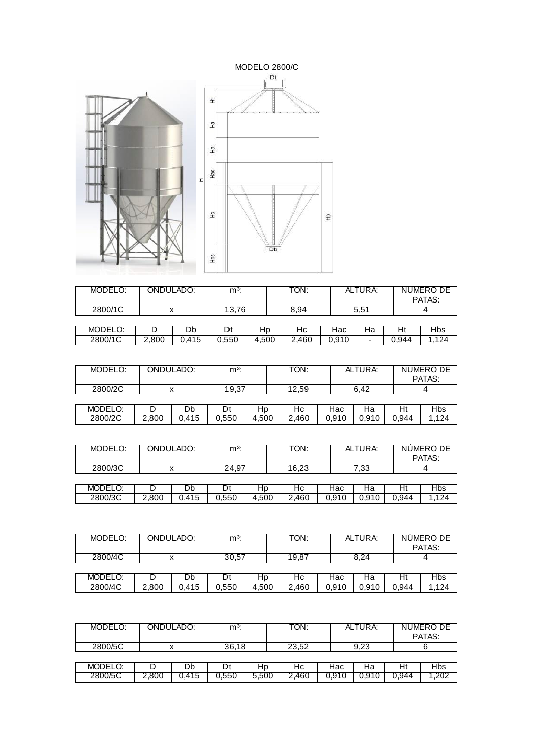MODELO 2800/C

| MODELO: | ONDULADO: | m³: | TON: | ALTURA: | NÚMERO DE PATAS: |
|---|---|---|---|---|---|
| 2800/1C | x | 13,76 | 8,94 | 5,51 | 4 |

| MODELO: | D | Db | Dt | Hp | Hc | Hac | Ha | Ht | Hbs |
|---|---|---|---|---|---|---|---|---|---|
| 2800/1C | 2,800 | 0,415 | 0,550 | 4,500 | 2,460 | 0,910 | - | 0,944 | 1,124 |

| MODELO: | ONDULADO: | m³: | TON: | ALTURA: | NÚMERO DE PATAS: |
|---|---|---|---|---|---|
| 2800/2C | x | 19,37 | 12,59 | 6,42 | 4 |

| MODELO: | D | Db | Dt | Hp | Hc | Hac | Ha | Ht | Hbs |
|---|---|---|---|---|---|---|---|---|---|
| 2800/2C | 2,800 | 0,415 | 0,550 | 4,500 | 2,460 | 0,910 | 0,910 | 0,944 | 1,124 |

| MODELO: | ONDULADO: | m³: | TON: | ALTURA: | NÚMERO DE PATAS: |
|---|---|---|---|---|---|
| 2800/3C | x | 24,97 | 16,23 | 7,33 | 4 |

| MODELO: | D | Db | Dt | Hp | Hc | Hac | Ha | Ht | Hbs |
|---|---|---|---|---|---|---|---|---|---|
| 2800/3C | 2,800 | 0,415 | 0,550 | 4,500 | 2,460 | 0,910 | 0,910 | 0,944 | 1,124 |

| MODELO: | ONDULADO: | m³: | TON: | ALTURA: | NÚMERO DE PATAS: |
|---|---|---|---|---|---|
| 2800/4C | x | 30,57 | 19,87 | 8,24 | 4 |

| MODELO: | D | Db | Dt | Hp | Hc | Hac | Ha | Ht | Hbs |
|---|---|---|---|---|---|---|---|---|---|
| 2800/4C | 2,800 | 0,415 | 0,550 | 4,500 | 2,460 | 0,910 | 0,910 | 0,944 | 1,124 |

| MODELO: | ONDULADO: | m³: | TON: | ALTURA: | NÚMERO DE PATAS: |
|---|---|---|---|---|---|
| 2800/5C | x | 36,18 | 23,52 | 9,23 | 6 |

| MODELO: | D | Db | Dt | Hp | Hc | Hac | Ha | Ht | Hbs |
|---|---|---|---|---|---|---|---|---|---|
| 2800/5C | 2,800 | 0,415 | 0,550 | 5,500 | 2,460 | 0,910 | 0,910 | 0,944 | 1,202 |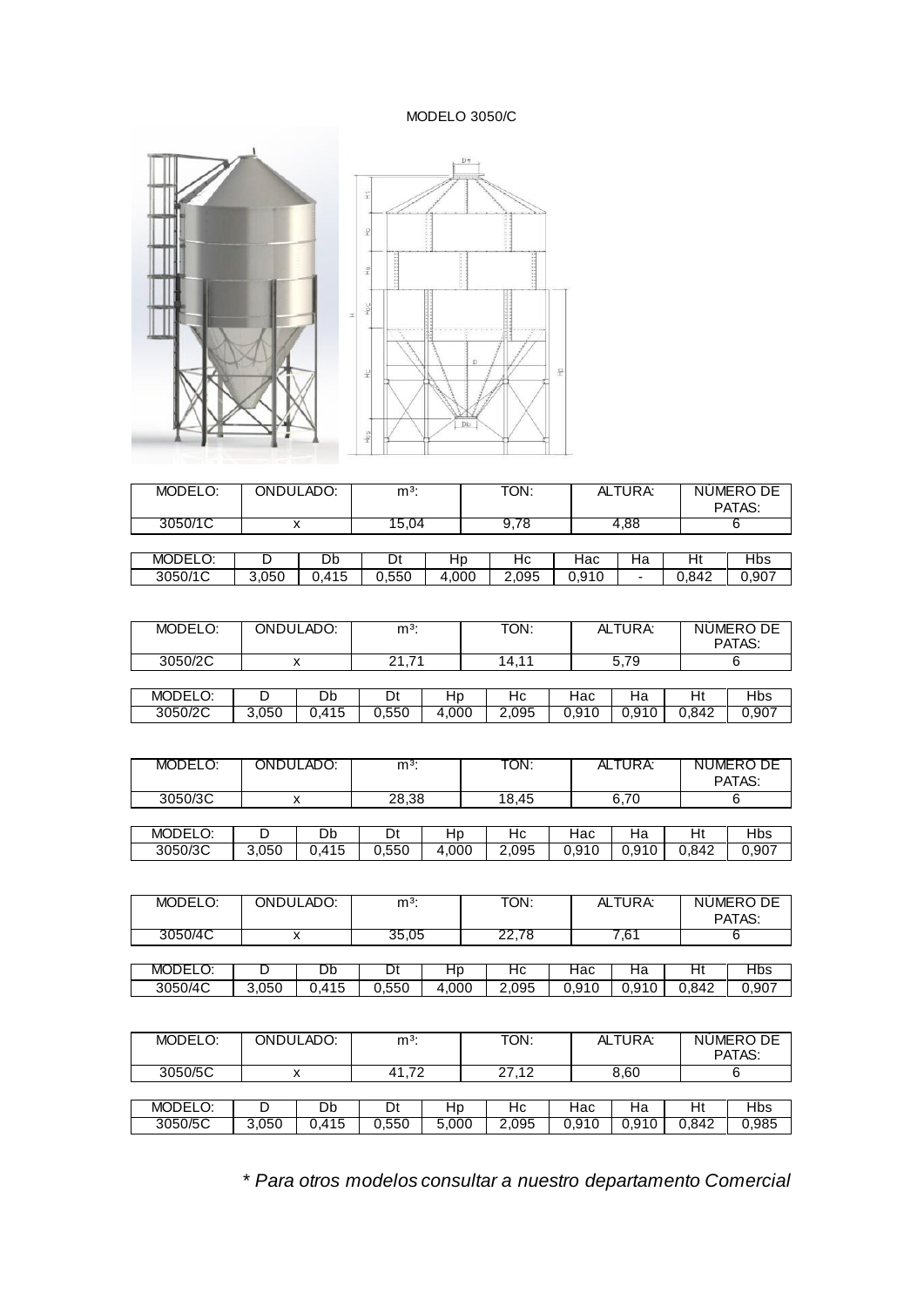MODELO 3050/C

| MODELO: | ONDULADO: | m³: | TON: | ALTURA: | NÚMERO DE PATAS: |
| --- | --- | --- | --- | --- | --- |
| 3050/1C | x | 15,04 | 9,78 | 4,88 | 6 |

| MODELO: | D | Db | Dt | Hp | Hc | Hac | Ha | Ht | Hbs |
| --- | --- | --- | --- | --- | --- | --- | --- | --- | --- |
| 3050/1C | 3,050 | 0,415 | 0,550 | 4,000 | 2,095 | 0,910 | - | 0,842 | 0,907 |

| MODELO: | ONDULADO: | m³: | TON: | ALTURA: | NÚMERO DE PATAS: |
| --- | --- | --- | --- | --- | --- |
| 3050/2C | x | 21,71 | 14,11 | 5,79 | 6 |

| MODELO: | D | Db | Dt | Hp | Hc | Hac | Ha | Ht | Hbs |
| --- | --- | --- | --- | --- | --- | --- | --- | --- | --- |
| 3050/2C | 3,050 | 0,415 | 0,550 | 4,000 | 2,095 | 0,910 | 0,910 | 0,842 | 0,907 |

| MODELO: | ONDULADO: | m³: | TON: | ALTURA: | NÚMERO DE PATAS: |
| --- | --- | --- | --- | --- | --- |
| 3050/3C | x | 28,38 | 18,45 | 6,70 | 6 |

| MODELO: | D | Db | Dt | Hp | Hc | Hac | Ha | Ht | Hbs |
| --- | --- | --- | --- | --- | --- | --- | --- | --- | --- |
| 3050/3C | 3,050 | 0,415 | 0,550 | 4,000 | 2,095 | 0,910 | 0,910 | 0,842 | 0,907 |

| MODELO: | ONDULADO: | m³: | TON: | ALTURA: | NÚMERO DE PATAS: |
| --- | --- | --- | --- | --- | --- |
| 3050/4C | x | 35,05 | 22,78 | 7,61 | 6 |

| MODELO: | D | Db | Dt | Hp | Hc | Hac | Ha | Ht | Hbs |
| --- | --- | --- | --- | --- | --- | --- | --- | --- | --- |
| 3050/4C | 3,050 | 0,415 | 0,550 | 4,000 | 2,095 | 0,910 | 0,910 | 0,842 | 0,907 |

| MODELO: | ONDULADO: | m³: | TON: | ALTURA: | NÚMERO DE PATAS: |
| --- | --- | --- | --- | --- | --- |
| 3050/5C | x | 41,72 | 27,12 | 8,60 | 6 |

| MODELO: | D | Db | Dt | Hp | Hc | Hac | Ha | Ht | Hbs |
| --- | --- | --- | --- | --- | --- | --- | --- | --- | --- |
| 3050/5C | 3,050 | 0,415 | 0,550 | 5,000 | 2,095 | 0,910 | 0,910 | 0,842 | 0,985 |

*\* Para otros modelos consultar a nuestro departamento Comercial*